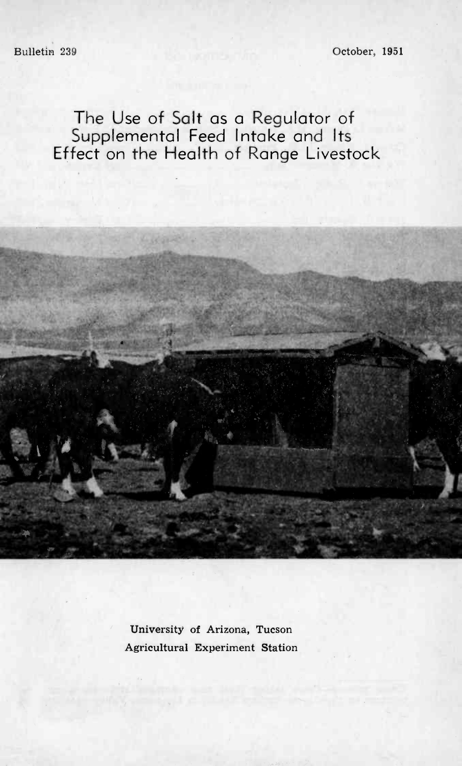Bulletin 239

October, 1951

# The Use of Salt as a Regulator of Supplemental Feed Intake and Its Effect on the Health of Range Livestock

University of Arizona, Tucson
Agricultural Experiment Station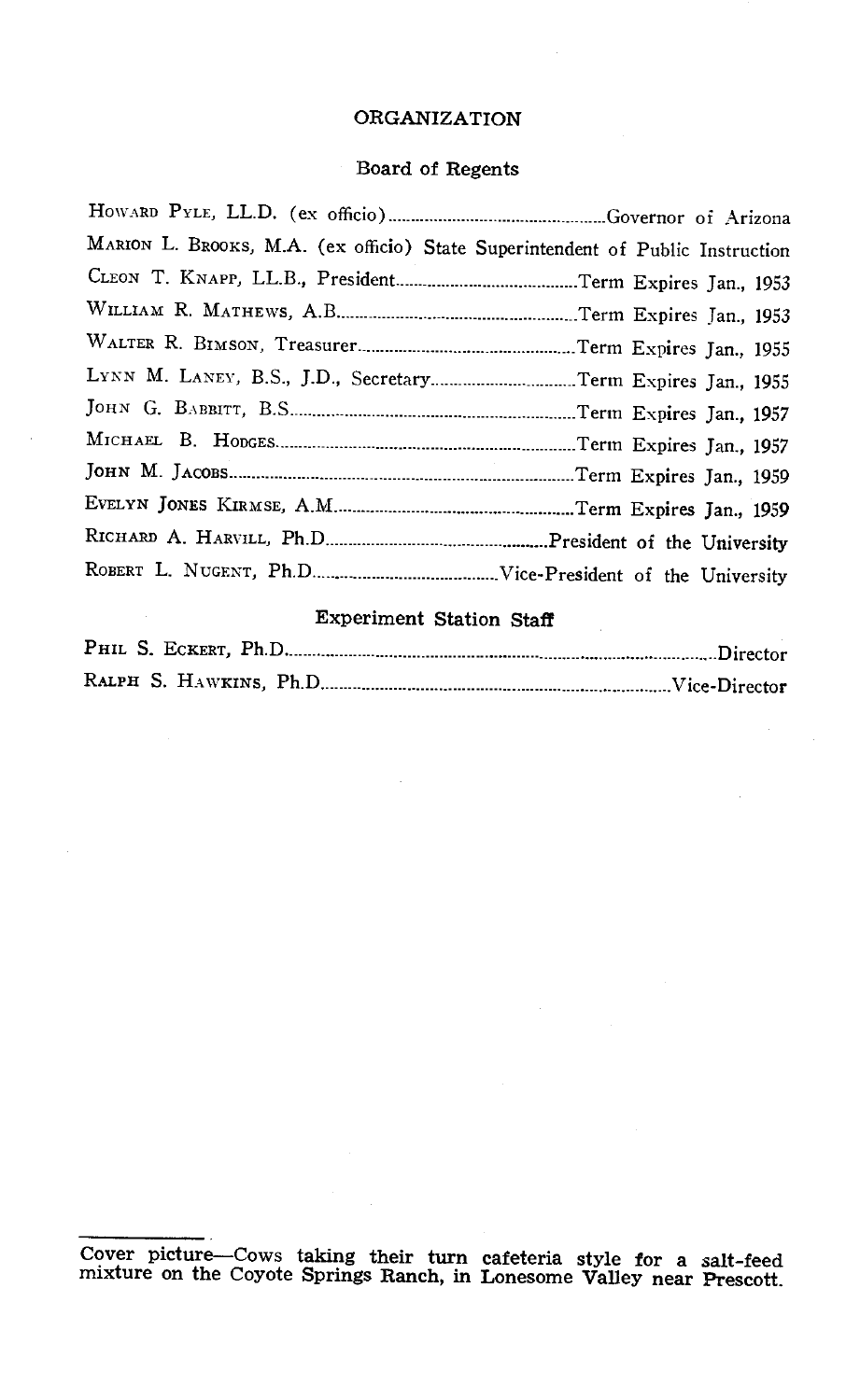# ORGANIZATION

## Board of Regents

| | |
|---|---|
| Howard Pyle, LL.D. (ex officio) | Governor of Arizona |
| Marion L. Brooks, M.A. (ex officio) | State Superintendent of Public Instruction |
| Cleon T. Knapp, LL.B., President | Term Expires Jan., 1953 |
| William R. Mathews, A.B. | Term Expires Jan., 1953 |
| Walter R. Bimson, Treasurer | Term Expires Jan., 1955 |
| Lynn M. Laney, B.S., J.D., Secretary | Term Expires Jan., 1955 |
| John G. Babbitt, B.S. | Term Expires Jan., 1957 |
| Michael B. Hodges | Term Expires Jan., 1957 |
| John M. Jacobs | Term Expires Jan., 1959 |
| Evelyn Jones Kirmse, A.M. | Term Expires Jan., 1959 |
| Richard A. Harvill, Ph.D. | President of the University |
| Robert L. Nugent, Ph.D. | Vice-President of the University |

## Experiment Station Staff

| | |
|---|---|
| Phil S. Eckert, Ph.D. | Director |
| Ralph S. Hawkins, Ph.D. | Vice-Director |

---

Cover picture—Cows taking their turn cafeteria style for a salt-feed mixture on the Coyote Springs Ranch, in Lonesome Valley near Prescott.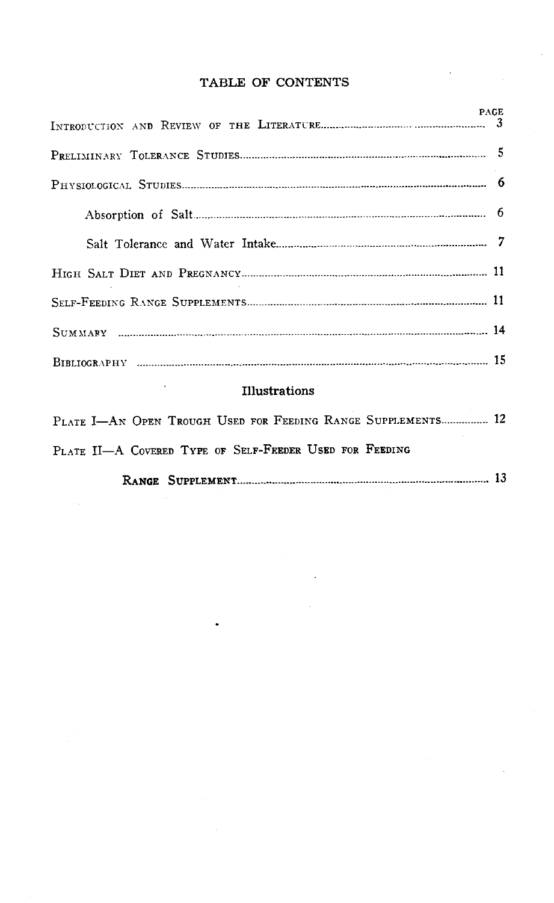## TABLE OF CONTENTS

| | PAGE |
|---|---|
| INTRODUCTION AND REVIEW OF THE LITERATURE | 3 |
| PRELIMINARY TOLERANCE STUDIES | 5 |
| PHYSIOLOGICAL STUDIES | 6 |
| Absorption of Salt | 6 |
| Salt Tolerance and Water Intake | 7 |
| HIGH SALT DIET AND PREGNANCY | 11 |
| SELF-FEEDING RANGE SUPPLEMENTS | 11 |
| SUMMARY | 14 |
| BIBLIOGRAPHY | 15 |

### Illustrations

| | |
|---|---|
| PLATE I—AN OPEN TROUGH USED FOR FEEDING RANGE SUPPLEMENTS | 12 |
| PLATE II—A COVERED TYPE OF SELF-FEEDER USED FOR FEEDING RANGE SUPPLEMENT | 13 |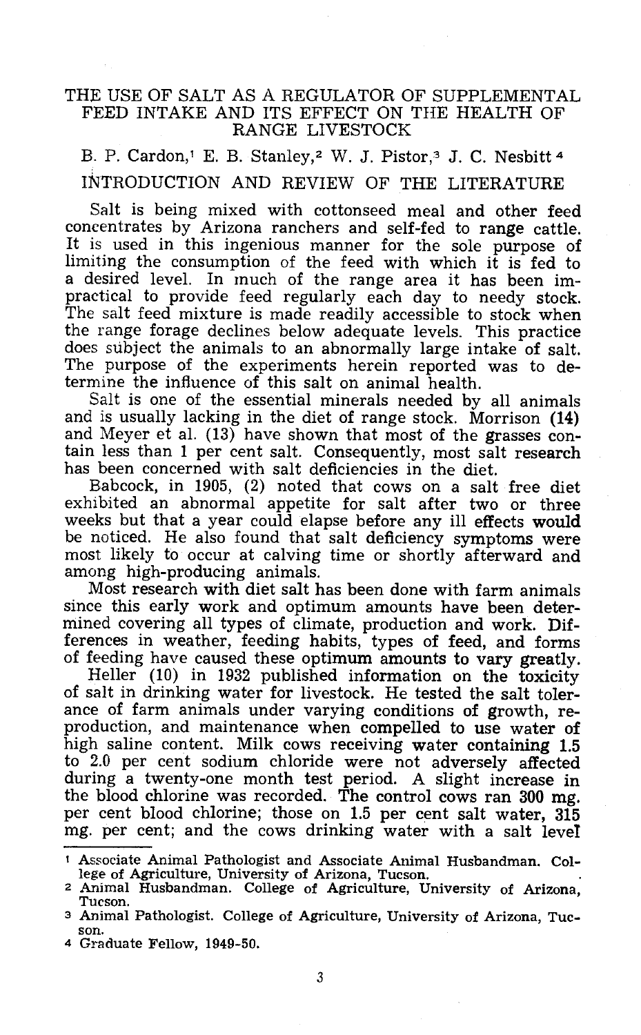# THE USE OF SALT AS A REGULATOR OF SUPPLEMENTAL FEED INTAKE AND ITS EFFECT ON THE HEALTH OF RANGE LIVESTOCK

B. P. Cardon,[1] E. B. Stanley,[2] W. J. Pistor,[3] J. C. Nesbitt[4]

## INTRODUCTION AND REVIEW OF THE LITERATURE

Salt is being mixed with cottonseed meal and other feed concentrates by Arizona ranchers and self-fed to range cattle. It is used in this ingenious manner for the sole purpose of limiting the consumption of the feed with which it is fed to a desired level. In much of the range area it has been impractical to provide feed regularly each day to needy stock. The salt feed mixture is made readily accessible to stock when the range forage declines below adequate levels. This practice does subject the animals to an abnormally large intake of salt. The purpose of the experiments herein reported was to determine the influence of this salt on animal health.

Salt is one of the essential minerals needed by all animals and is usually lacking in the diet of range stock. Morrison (14) and Meyer et al. (13) have shown that most of the grasses contain less than 1 per cent salt. Consequently, most salt research has been concerned with salt deficiencies in the diet.

Babcock, in 1905, (2) noted that cows on a salt free diet exhibited an abnormal appetite for salt after two or three weeks but that a year could elapse before any ill effects would be noticed. He also found that salt deficiency symptoms were most likely to occur at calving time or shortly afterward and among high-producing animals.

Most research with diet salt has been done with farm animals since this early work and optimum amounts have been determined covering all types of climate, production and work. Differences in weather, feeding habits, types of feed, and forms of feeding have caused these optimum amounts to vary greatly.

Heller (10) in 1932 published information on the toxicity of salt in drinking water for livestock. He tested the salt tolerance of farm animals under varying conditions of growth, reproduction, and maintenance when compelled to use water of high saline content. Milk cows receiving water containing 1.5 to 2.0 per cent sodium chloride were not adversely affected during a twenty-one month test period. A slight increase in the blood chlorine was recorded. The control cows ran 300 mg. per cent blood chlorine; those on 1.5 per cent salt water, 315 mg. per cent; and the cows drinking water with a salt level

---

[1] Associate Animal Pathologist and Associate Animal Husbandman. College of Agriculture, University of Arizona, Tucson.

[2] Animal Husbandman. College of Agriculture, University of Arizona, Tucson.

[3] Animal Pathologist. College of Agriculture, University of Arizona, Tucson.

[4] Graduate Fellow, 1949-50.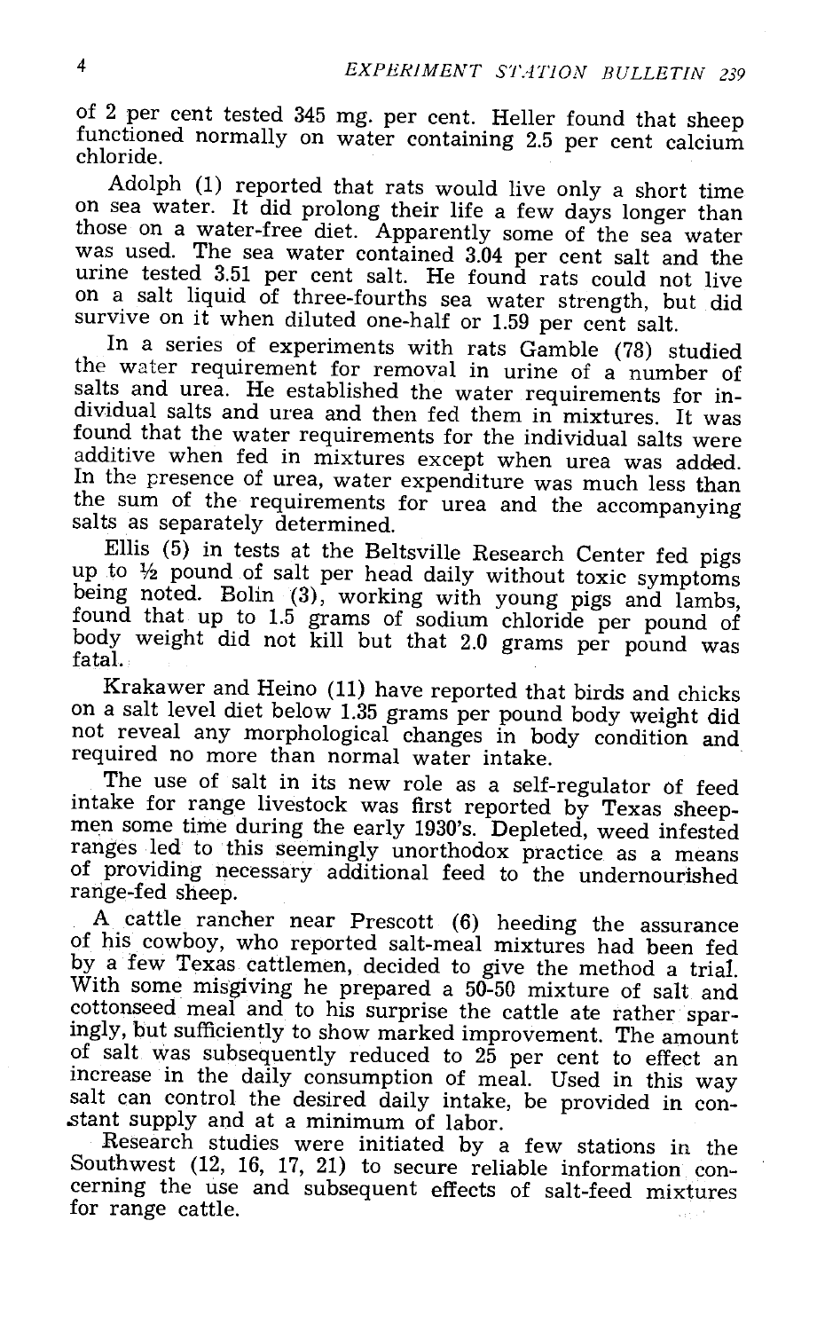of 2 per cent tested 345 mg. per cent. Heller found that sheep functioned normally on water containing 2.5 per cent calcium chloride.

Adolph (1) reported that rats would live only a short time on sea water. It did prolong their life a few days longer than those on a water-free diet. Apparently some of the sea water was used. The sea water contained 3.04 per cent salt and the urine tested 3.51 per cent salt. He found rats could not live on a salt liquid of three-fourths sea water strength, but did survive on it when diluted one-half or 1.59 per cent salt.

In a series of experiments with rats Gamble (78) studied the water requirement for removal in urine of a number of salts and urea. He established the water requirements for individual salts and urea and then fed them in mixtures. It was found that the water requirements for the individual salts were additive when fed in mixtures except when urea was added. In the presence of urea, water expenditure was much less than the sum of the requirements for urea and the accompanying salts as separately determined.

Ellis (5) in tests at the Beltsville Research Center fed pigs up to ½ pound of salt per head daily without toxic symptoms being noted. Bolin (3), working with young pigs and lambs, found that up to 1.5 grams of sodium chloride per pound of body weight did not kill but that 2.0 grams per pound was fatal.

Krakawer and Heino (11) have reported that birds and chicks on a salt level diet below 1.35 grams per pound body weight did not reveal any morphological changes in body condition and required no more than normal water intake.

The use of salt in its new role as a self-regulator of feed intake for range livestock was first reported by Texas sheepmen some time during the early 1930's. Depleted, weed infested ranges led to this seemingly unorthodox practice as a means of providing necessary additional feed to the undernourished range-fed sheep.

A cattle rancher near Prescott (6) heeding the assurance of his cowboy, who reported salt-meal mixtures had been fed by a few Texas cattlemen, decided to give the method a trial. With some misgiving he prepared a 50-50 mixture of salt and cottonseed meal and to his surprise the cattle ate rather sparingly, but sufficiently to show marked improvement. The amount of salt was subsequently reduced to 25 per cent to effect an increase in the daily consumption of meal. Used in this way salt can control the desired daily intake, be provided in constant supply and at a minimum of labor.

Research studies were initiated by a few stations in the Southwest (12, 16, 17, 21) to secure reliable information concerning the use and subsequent effects of salt-feed mixtures for range cattle.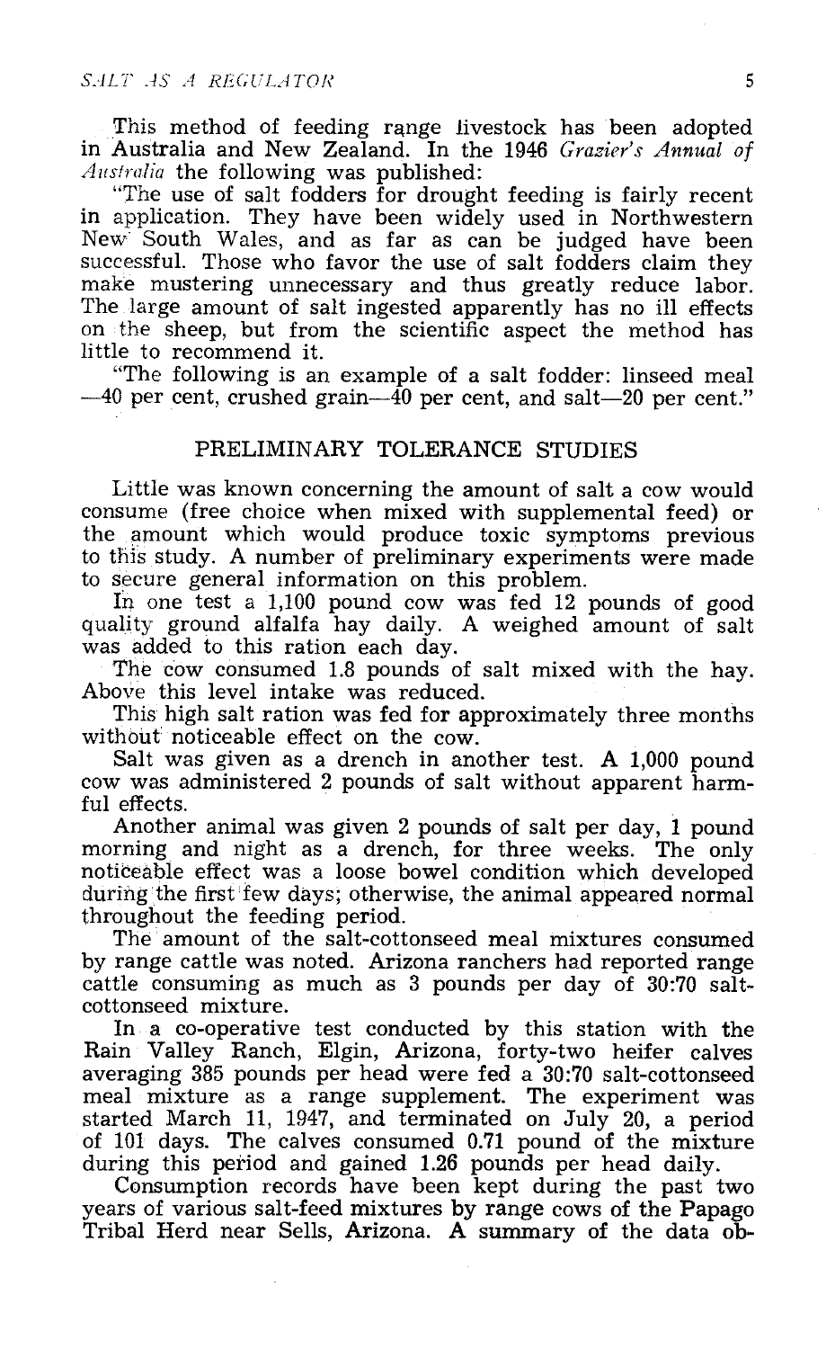This method of feeding range livestock has been adopted in Australia and New Zealand. In the 1946 *Grazier's Annual of Australia* the following was published:

"The use of salt fodders for drought feeding is fairly recent in application. They have been widely used in Northwestern New South Wales, and as far as can be judged have been successful. Those who favor the use of salt fodders claim they make mustering unnecessary and thus greatly reduce labor. The large amount of salt ingested apparently has no ill effects on the sheep, but from the scientific aspect the method has little to recommend it.

"The following is an example of a salt fodder: linseed meal —40 per cent, crushed grain—40 per cent, and salt—20 per cent."

## PRELIMINARY TOLERANCE STUDIES

Little was known concerning the amount of salt a cow would consume (free choice when mixed with supplemental feed) or the amount which would produce toxic symptoms previous to this study. A number of preliminary experiments were made to secure general information on this problem.

In one test a 1,100 pound cow was fed 12 pounds of good quality ground alfalfa hay daily. A weighed amount of salt was added to this ration each day.

The cow consumed 1.8 pounds of salt mixed with the hay. Above this level intake was reduced.

This high salt ration was fed for approximately three months without noticeable effect on the cow.

Salt was given as a drench in another test. A 1,000 pound cow was administered 2 pounds of salt without apparent harmful effects.

Another animal was given 2 pounds of salt per day, 1 pound morning and night as a drench, for three weeks. The only noticeable effect was a loose bowel condition which developed during the first few days; otherwise, the animal appeared normal throughout the feeding period.

The amount of the salt-cottonseed meal mixtures consumed by range cattle was noted. Arizona ranchers had reported range cattle consuming as much as 3 pounds per day of 30:70 salt-cottonseed mixture.

In a co-operative test conducted by this station with the Rain Valley Ranch, Elgin, Arizona, forty-two heifer calves averaging 385 pounds per head were fed a 30:70 salt-cottonseed meal mixture as a range supplement. The experiment was started March 11, 1947, and terminated on July 20, a period of 101 days. The calves consumed 0.71 pound of the mixture during this period and gained 1.26 pounds per head daily.

Consumption records have been kept during the past two years of various salt-feed mixtures by range cows of the Papago Tribal Herd near Sells, Arizona. A summary of the data ob-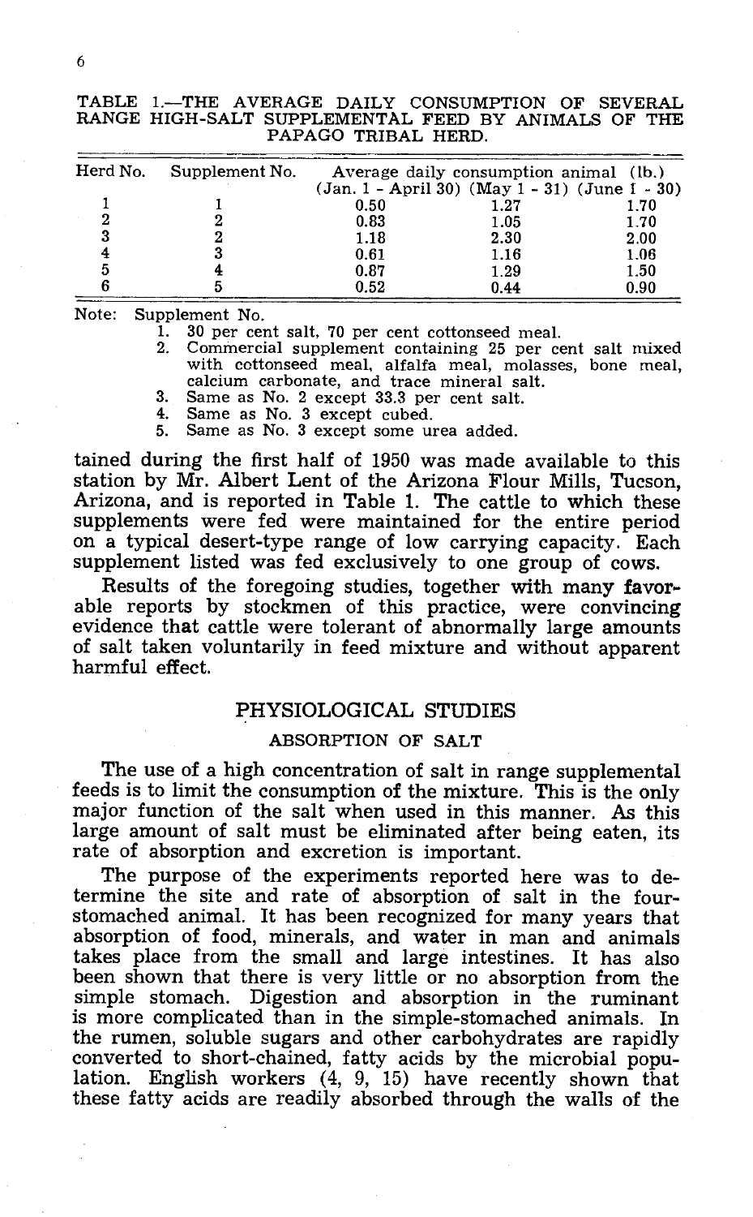TABLE 1.—THE AVERAGE DAILY CONSUMPTION OF SEVERAL RANGE HIGH-SALT SUPPLEMENTAL FEED BY ANIMALS OF THE PAPAGO TRIBAL HERD.

| Herd No. | Supplement No. | Average daily consumption animal (lb.) (Jan. 1 - April 30) | (May 1 - 31) | (June 1 - 30) |
|---|---|---|---|---|
| 1 | 1 | 0.50 | 1.27 | 1.70 |
| 2 | 2 | 0.83 | 1.05 | 1.70 |
| 3 | 2 | 1.18 | 2.30 | 2.00 |
| 4 | 3 | 0.61 | 1.16 | 1.06 |
| 5 | 4 | 0.87 | 1.29 | 1.50 |
| 6 | 5 | 0.52 | 0.44 | 0.90 |

Note: Supplement No.

1. 30 per cent salt, 70 per cent cottonseed meal.
2. Commercial supplement containing 25 per cent salt mixed with cottonseed meal, alfalfa meal, molasses, bone meal, calcium carbonate, and trace mineral salt.
3. Same as No. 2 except 33.3 per cent salt.
4. Same as No. 3 except cubed.
5. Same as No. 3 except some urea added.

tained during the first half of 1950 was made available to this station by Mr. Albert Lent of the Arizona Flour Mills, Tucson, Arizona, and is reported in Table 1. The cattle to which these supplements were fed were maintained for the entire period on a typical desert-type range of low carrying capacity. Each supplement listed was fed exclusively to one group of cows.

Results of the foregoing studies, together with many favorable reports by stockmen of this practice, were convincing evidence that cattle were tolerant of abnormally large amounts of salt taken voluntarily in feed mixture and without apparent harmful effect.

## PHYSIOLOGICAL STUDIES

### ABSORPTION OF SALT

The use of a high concentration of salt in range supplemental feeds is to limit the consumption of the mixture. This is the only major function of the salt when used in this manner. As this large amount of salt must be eliminated after being eaten, its rate of absorption and excretion is important.

The purpose of the experiments reported here was to determine the site and rate of absorption of salt in the four-stomached animal. It has been recognized for many years that absorption of food, minerals, and water in man and animals takes place from the small and large intestines. It has also been shown that there is very little or no absorption from the simple stomach. Digestion and absorption in the ruminant is more complicated than in the simple-stomached animals. In the rumen, soluble sugars and other carbohydrates are rapidly converted to short-chained, fatty acids by the microbial population. English workers (4, 9, 15) have recently shown that these fatty acids are readily absorbed through the walls of the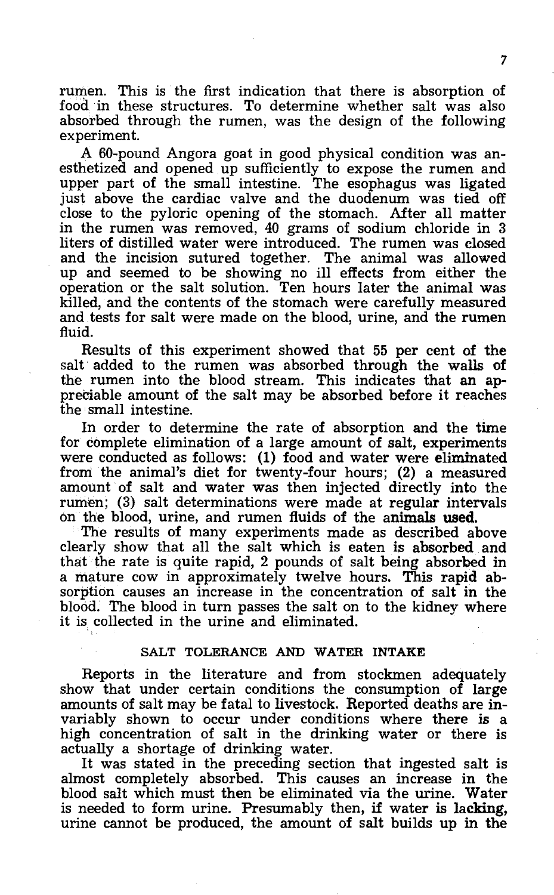rumen. This is the first indication that there is absorption of food in these structures. To determine whether salt was also absorbed through the rumen, was the design of the following experiment.

A 60-pound Angora goat in good physical condition was anesthetized and opened up sufficiently to expose the rumen and upper part of the small intestine. The esophagus was ligated just above the cardiac valve and the duodenum was tied off close to the pyloric opening of the stomach. After all matter in the rumen was removed, 40 grams of sodium chloride in 3 liters of distilled water were introduced. The rumen was closed and the incision sutured together. The animal was allowed up and seemed to be showing no ill effects from either the operation or the salt solution. Ten hours later the animal was killed, and the contents of the stomach were carefully measured and tests for salt were made on the blood, urine, and the rumen fluid.

Results of this experiment showed that 55 per cent of the salt added to the rumen was absorbed through the walls of the rumen into the blood stream. This indicates that an appreciable amount of the salt may be absorbed before it reaches the small intestine.

In order to determine the rate of absorption and the time for complete elimination of a large amount of salt, experiments were conducted as follows: (1) food and water were eliminated from the animal's diet for twenty-four hours; (2) a measured amount of salt and water was then injected directly into the rumen; (3) salt determinations were made at regular intervals on the blood, urine, and rumen fluids of the animals used.

The results of many experiments made as described above clearly show that all the salt which is eaten is absorbed and that the rate is quite rapid, 2 pounds of salt being absorbed in a mature cow in approximately twelve hours. This rapid absorption causes an increase in the concentration of salt in the blood. The blood in turn passes the salt on to the kidney where it is collected in the urine and eliminated.

## SALT TOLERANCE AND WATER INTAKE

Reports in the literature and from stockmen adequately show that under certain conditions the consumption of large amounts of salt may be fatal to livestock. Reported deaths are invariably shown to occur under conditions where there is a high concentration of salt in the drinking water or there is actually a shortage of drinking water.

It was stated in the preceding section that ingested salt is almost completely absorbed. This causes an increase in the blood salt which must then be eliminated via the urine. Water is needed to form urine. Presumably then, if water is lacking, urine cannot be produced, the amount of salt builds up in the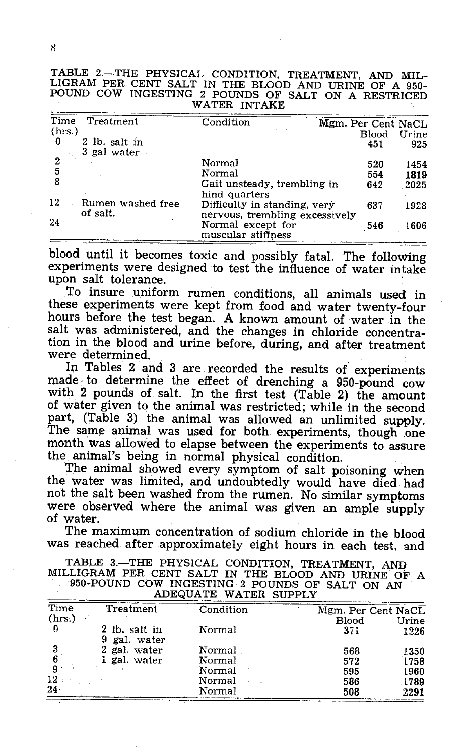TABLE 2.—THE PHYSICAL CONDITION, TREATMENT, AND MILLIGRAM PER CENT SALT IN THE BLOOD AND URINE OF A 950-POUND COW INGESTING 2 POUNDS OF SALT ON A RESTRICED WATER INTAKE

| Time (hrs.) | Treatment | Condition | Mgm. Per Cent NaCL Blood | Urine |
|---|---|---|---|---|
| 0 | 2 lb. salt in 3 gal water | | 451 | 925 |
| 2 | | Normal | 520 | 1454 |
| 5 | | Normal | 554 | 1819 |
| 8 | | Gait unsteady, trembling in hind quarters | 642 | 2025 |
| 12 | Rumen washed free of salt. | Difficulty in standing, very nervous, trembling excessively | 637 | 1928 |
| 24 | | Normal except for muscular stiffness | 546 | 1606 |

blood until it becomes toxic and possibly fatal. The following experiments were designed to test the influence of water intake upon salt tolerance.

To insure uniform rumen conditions, all animals used in these experiments were kept from food and water twenty-four hours before the test began. A known amount of water in the salt was administered, and the changes in chloride concentration in the blood and urine before, during, and after treatment were determined.

In Tables 2 and 3 are recorded the results of experiments made to determine the effect of drenching a 950-pound cow with 2 pounds of salt. In the first test (Table 2) the amount of water given to the animal was restricted; while in the second part, (Table 3) the animal was allowed an unlimited supply. The same animal was used for both experiments, though one month was allowed to elapse between the experiments to assure the animal's being in normal physical condition.

The animal showed every symptom of salt poisoning when the water was limited, and undoubtedly would have died had not the salt been washed from the rumen. No similar symptoms were observed where the animal was given an ample supply of water.

The maximum concentration of sodium chloride in the blood was reached after approximately eight hours in each test, and

TABLE 3.—THE PHYSICAL CONDITION, TREATMENT, AND MILLIGRAM PER CENT SALT IN THE BLOOD AND URINE OF A 950-POUND COW INGESTING 2 POUNDS OF SALT ON AN ADEQUATE WATER SUPPLY

| Time (hrs.) | Treatment | Condition | Mgm. Per Cent NaCL Blood | Urine |
|---|---|---|---|---|
| 0 | 2 lb. salt in 9 gal. water | Normal | 371 | 1226 |
| 3 | 2 gal. water | Normal | 568 | 1350 |
| 6 | 1 gal. water | Normal | 572 | 1758 |
| 9 | | Normal | 595 | 1960 |
| 12 | | Normal | 586 | 1789 |
| 24 | | Normal | 508 | 2291 |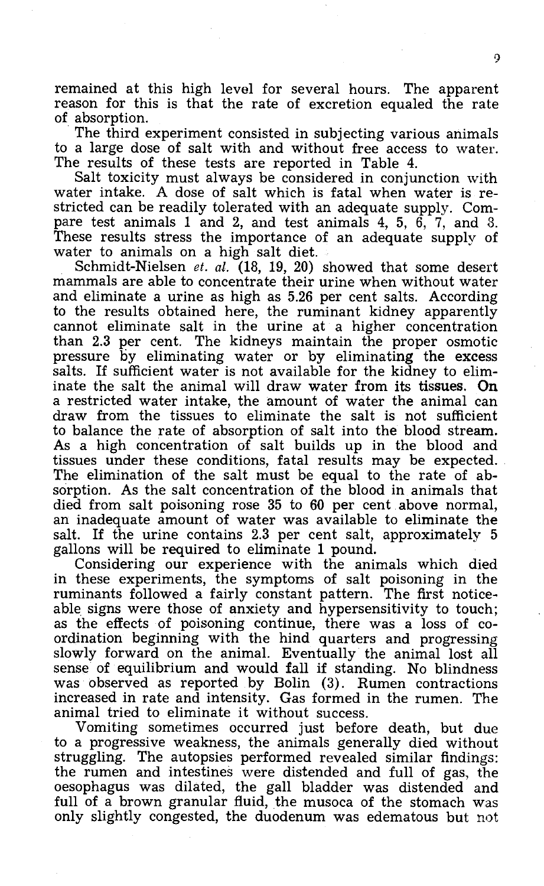remained at this high level for several hours. The apparent reason for this is that the rate of excretion equaled the rate of absorption.

The third experiment consisted in subjecting various animals to a large dose of salt with and without free access to water. The results of these tests are reported in Table 4.

Salt toxicity must always be considered in conjunction with water intake. A dose of salt which is fatal when water is restricted can be readily tolerated with an adequate supply. Compare test animals 1 and 2, and test animals 4, 5, 6, 7, and 8. These results stress the importance of an adequate supply of water to animals on a high salt diet.

Schmidt-Nielsen *et. al.* (18, 19, 20) showed that some desert mammals are able to concentrate their urine when without water and eliminate a urine as high as 5.26 per cent salts. According to the results obtained here, the ruminant kidney apparently cannot eliminate salt in the urine at a higher concentration than 2.3 per cent. The kidneys maintain the proper osmotic pressure by eliminating water or by eliminating the excess salts. If sufficient water is not available for the kidney to eliminate the salt the animal will draw water from its tissues. On a restricted water intake, the amount of water the animal can draw from the tissues to eliminate the salt is not sufficient to balance the rate of absorption of salt into the blood stream. As a high concentration of salt builds up in the blood and tissues under these conditions, fatal results may be expected. The elimination of the salt must be equal to the rate of absorption. As the salt concentration of the blood in animals that died from salt poisoning rose 35 to 60 per cent above normal, an inadequate amount of water was available to eliminate the salt. If the urine contains 2.3 per cent salt, approximately 5 gallons will be required to eliminate 1 pound.

Considering our experience with the animals which died in these experiments, the symptoms of salt poisoning in the ruminants followed a fairly constant pattern. The first noticeable signs were those of anxiety and hypersensitivity to touch; as the effects of poisoning continue, there was a loss of coordination beginning with the hind quarters and progressing slowly forward on the animal. Eventually the animal lost all sense of equilibrium and would fall if standing. No blindness was observed as reported by Bolin (3). Rumen contractions increased in rate and intensity. Gas formed in the rumen. The animal tried to eliminate it without success.

Vomiting sometimes occurred just before death, but due to a progressive weakness, the animals generally died without struggling. The autopsies performed revealed similar findings: the rumen and intestines were distended and full of gas, the oesophagus was dilated, the gall bladder was distended and full of a brown granular fluid, the musoca of the stomach was only slightly congested, the duodenum was edematous but not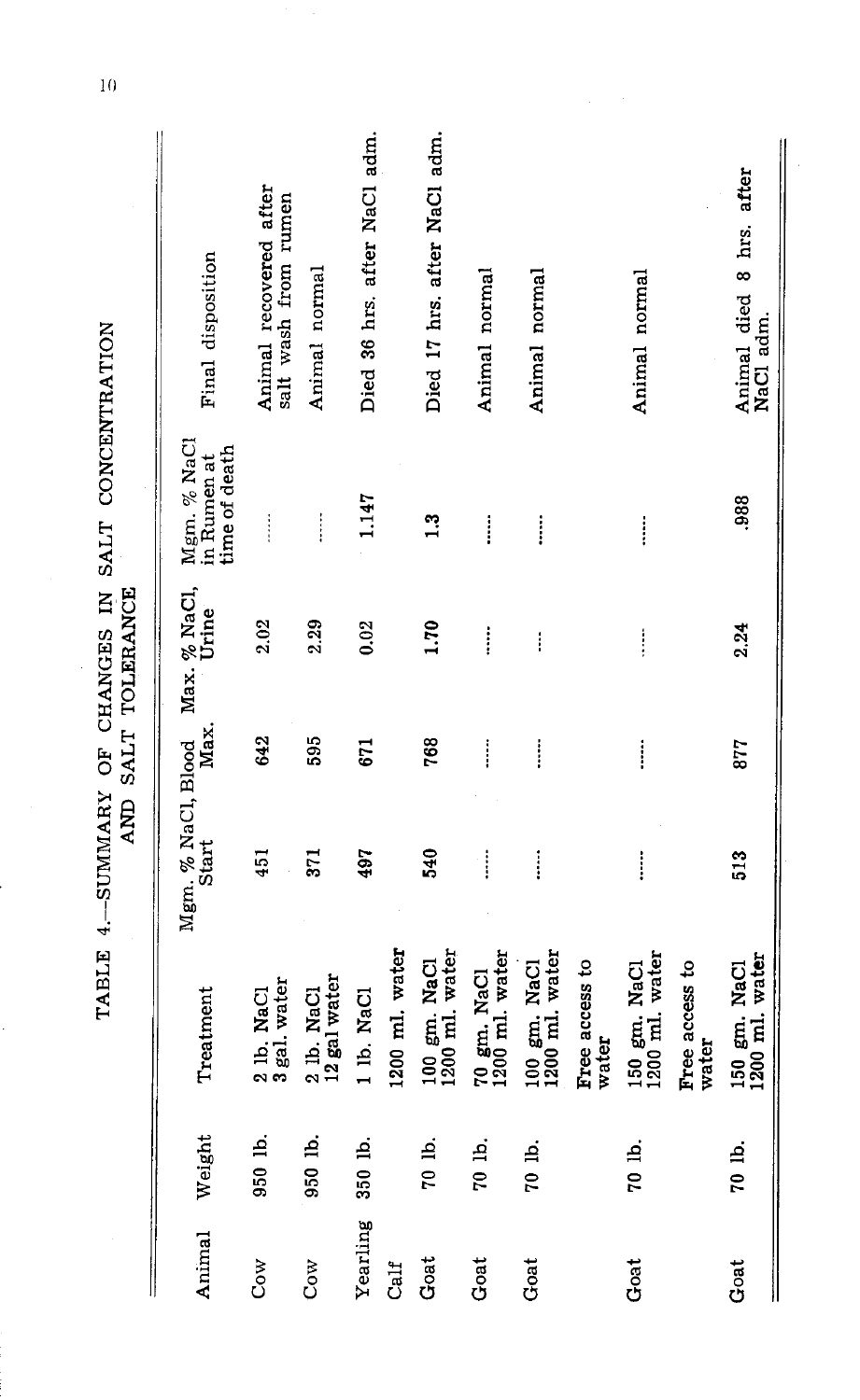TABLE 4.—SUMMARY OF CHANGES IN SALT CONCENTRATION AND SALT TOLERANCE

| Animal | Weight | Treatment | Mgm. % NaCl, Blood Start | Mgm. % NaCl, Blood Max. | Max. % NaCl, Urine | Mgm. % NaCl in Rumen at time of death | Final disposition |
|---|---|---|---|---|---|---|---|
| Cow | 950 lb. | 2 lb. NaCl 3 gal. water | 451 | 642 | 2.02 | ..... | Animal recovered after salt wash from rumen |
| Cow | 950 lb. | 2 lb. NaCl 12 gal water | 371 | 595 | 2.29 | ..... | Animal normal |
| Yearling Calf | 350 lb. | 1 lb. NaCl 1200 ml. water | 497 | 671 | 0.02 | 1.147 | Died 36 hrs. after NaCl adm. |
| Goat | 70 lb. | 100 gm. NaCl 1200 ml. water | 540 | 768 | 1.70 | 1.3 | Died 17 hrs. after NaCl adm. |
| Goat | 70 lb. | 70 gm. NaCl 1200 ml. water | ..... | ..... | ..... | ..... | Animal normal |
| Goat | 70 lb. | 100 gm. NaCl 1200 ml. water Free access to water | ..... | ..... | ..... | ..... | Animal normal |
| Goat | 70 lb. | 150 gm. NaCl 1200 ml. water Free access to water | ..... | ..... | ..... | ..... | Animal normal |
| Goat | 70 lb. | 150 gm. NaCl 1200 ml. water | 513 | 877 | 2.24 | .988 | Animal died 8 hrs. after NaCl adm. |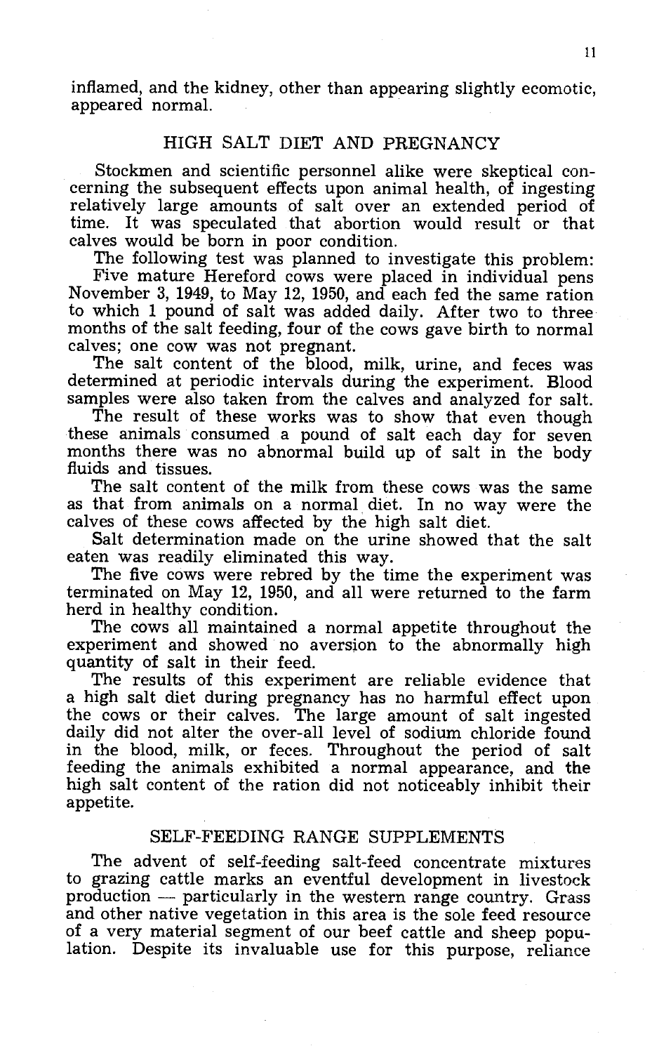inflamed, and the kidney, other than appearing slightly ecomotic, appeared normal.

## HIGH SALT DIET AND PREGNANCY

Stockmen and scientific personnel alike were skeptical concerning the subsequent effects upon animal health, of ingesting relatively large amounts of salt over an extended period of time. It was speculated that abortion would result or that calves would be born in poor condition.

The following test was planned to investigate this problem: Five mature Hereford cows were placed in individual pens November 3, 1949, to May 12, 1950, and each fed the same ration to which 1 pound of salt was added daily. After two to three months of the salt feeding, four of the cows gave birth to normal calves; one cow was not pregnant.

The salt content of the blood, milk, urine, and feces was determined at periodic intervals during the experiment. Blood samples were also taken from the calves and analyzed for salt.

The result of these works was to show that even though these animals consumed a pound of salt each day for seven months there was no abnormal build up of salt in the body fluids and tissues.

The salt content of the milk from these cows was the same as that from animals on a normal diet. In no way were the calves of these cows affected by the high salt diet.

Salt determination made on the urine showed that the salt eaten was readily eliminated this way.

The five cows were rebred by the time the experiment was terminated on May 12, 1950, and all were returned to the farm herd in healthy condition.

The cows all maintained a normal appetite throughout the experiment and showed no aversion to the abnormally high quantity of salt in their feed.

The results of this experiment are reliable evidence that a high salt diet during pregnancy has no harmful effect upon the cows or their calves. The large amount of salt ingested daily did not alter the over-all level of sodium chloride found in the blood, milk, or feces. Throughout the period of salt feeding the animals exhibited a normal appearance, and the high salt content of the ration did not noticeably inhibit their appetite.

## SELF-FEEDING RANGE SUPPLEMENTS

The advent of self-feeding salt-feed concentrate mixtures to grazing cattle marks an eventful development in livestock production — particularly in the western range country. Grass and other native vegetation in this area is the sole feed resource of a very material segment of our beef cattle and sheep population. Despite its invaluable use for this purpose, reliance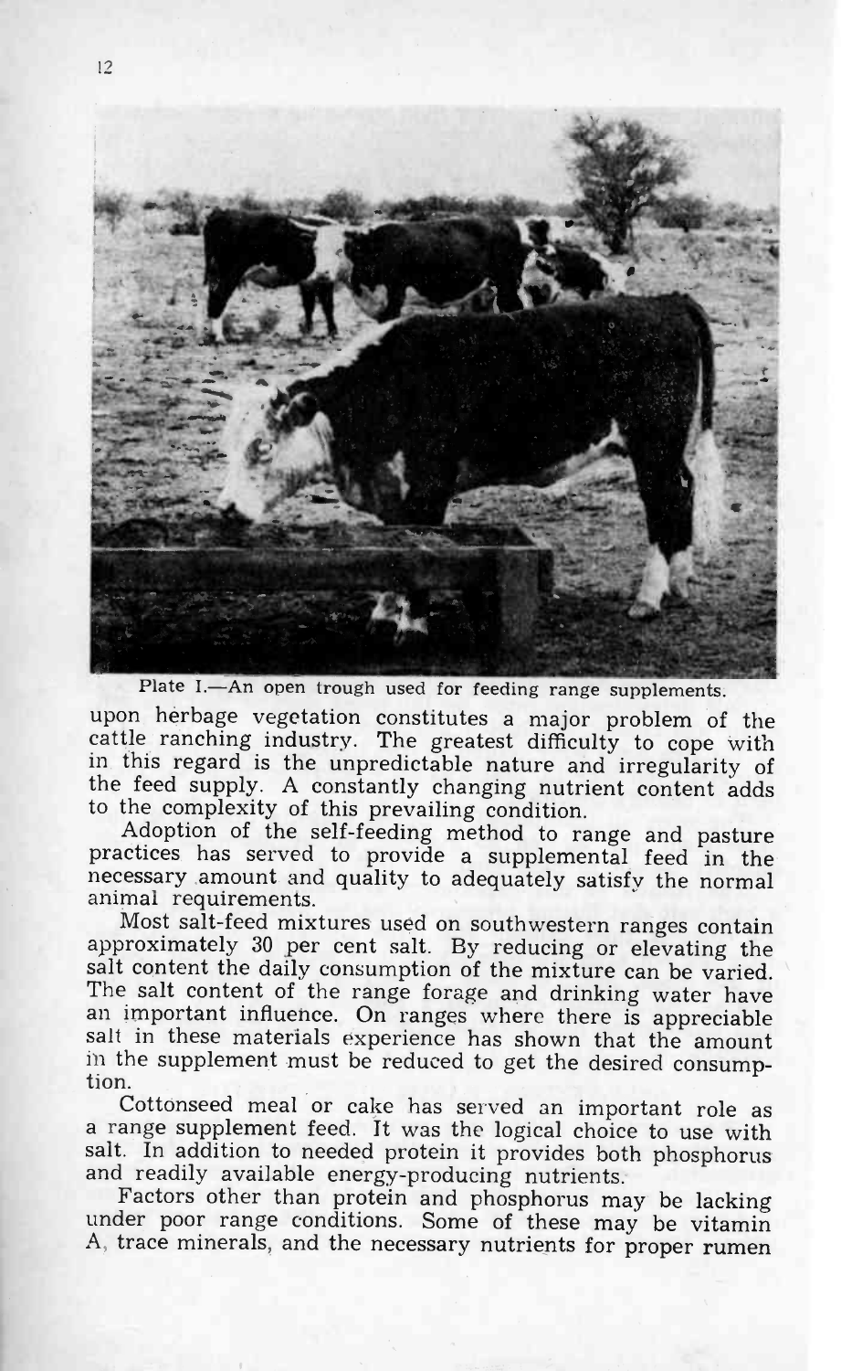Plate I.—An open trough used for feeding range supplements.

upon herbage vegetation constitutes a major problem of the cattle ranching industry. The greatest difficulty to cope with in this regard is the unpredictable nature and irregularity of the feed supply. A constantly changing nutrient content adds to the complexity of this prevailing condition.

Adoption of the self-feeding method to range and pasture practices has served to provide a supplemental feed in the necessary amount and quality to adequately satisfy the normal animal requirements.

Most salt-feed mixtures used on southwestern ranges contain approximately 30 per cent salt. By reducing or elevating the salt content the daily consumption of the mixture can be varied. The salt content of the range forage and drinking water have an important influence. On ranges where there is appreciable salt in these materials experience has shown that the amount in the supplement must be reduced to get the desired consumption.

Cottonseed meal or cake has served an important role as a range supplement feed. It was the logical choice to use with salt. In addition to needed protein it provides both phosphorus and readily available energy-producing nutrients.

Factors other than protein and phosphorus may be lacking under poor range conditions. Some of these may be vitamin A, trace minerals, and the necessary nutrients for proper rumen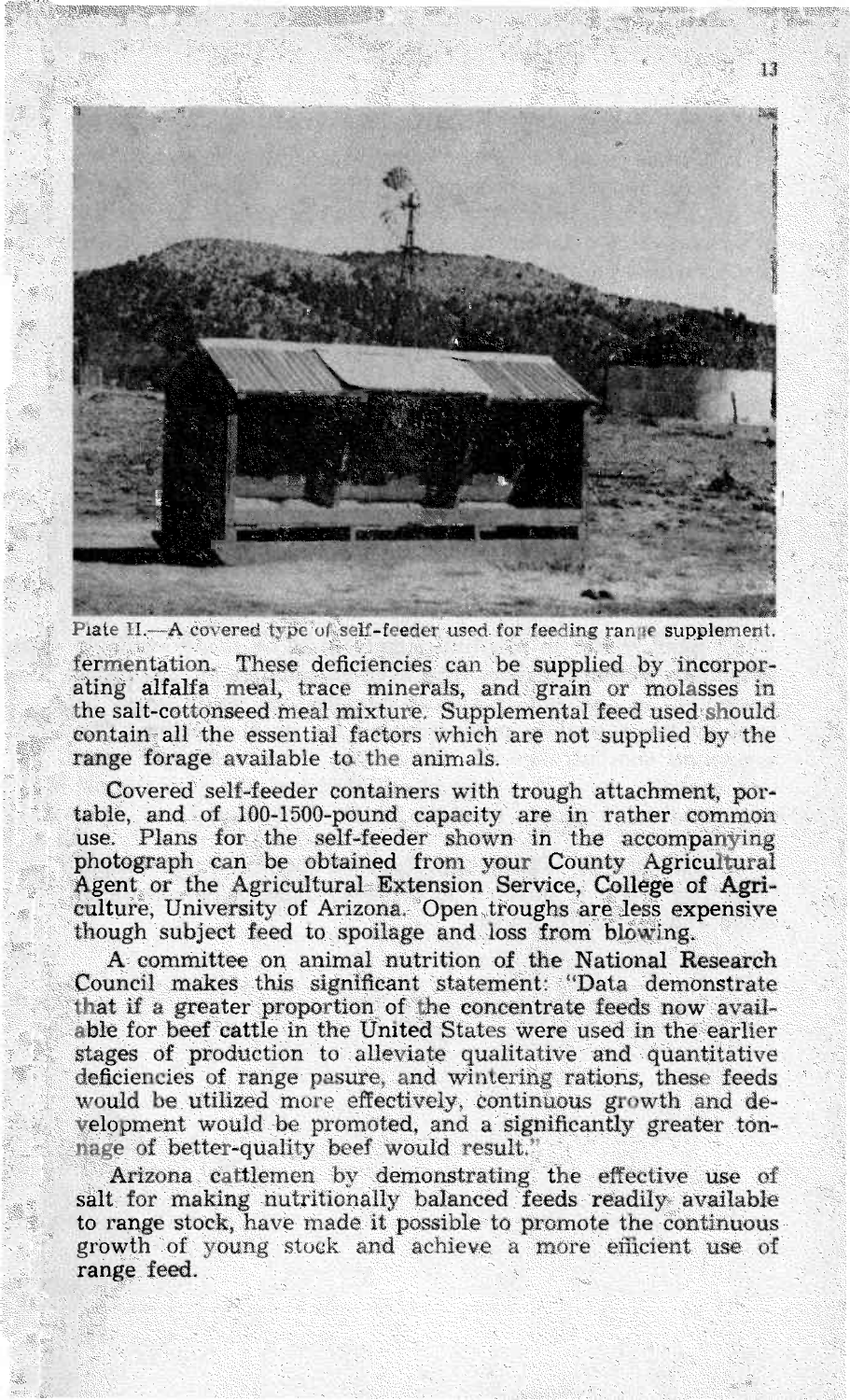Plate II.—A covered type of self-feeder used for feeding range supplement.

fermentation. These deficiencies can be supplied by incorporating alfalfa meal, trace minerals, and grain or molasses in the salt-cottonseed meal mixture. Supplemental feed used should contain all the essential factors which are not supplied by the range forage available to the animals.

Covered self-feeder containers with trough attachment, portable, and of 100-1500-pound capacity are in rather common use. Plans for the self-feeder shown in the accompanying photograph can be obtained from your County Agricultural Agent or the Agricultural Extension Service, College of Agriculture, University of Arizona. Open troughs are less expensive though subject feed to spoilage and loss from blowing.

A committee on animal nutrition of the National Research Council makes this significant statement: "Data demonstrate that if a greater proportion of the concentrate feeds now available for beef cattle in the United States were used in the earlier stages of production to alleviate qualitative and quantitative deficiencies of range pasure, and wintering rations, these feeds would be utilized more effectively, continuous growth and development would be promoted, and a significantly greater tonnage of better-quality beef would result."

Arizona cattlemen by demonstrating the effective use of salt for making nutritionally balanced feeds readily available to range stock, have made it possible to promote the continuous growth of young stock and achieve a more efficient use of range feed.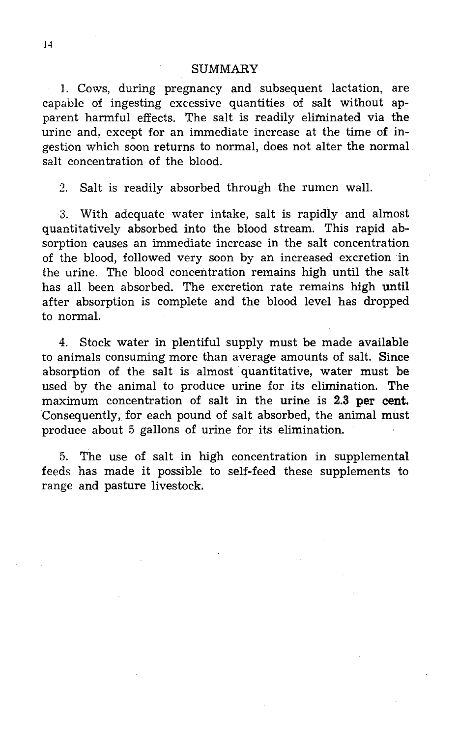## SUMMARY

1. Cows, during pregnancy and subsequent lactation, are capable of ingesting excessive quantities of salt without apparent harmful effects. The salt is readily eliminated via the urine and, except for an immediate increase at the time of ingestion which soon returns to normal, does not alter the normal salt concentration of the blood.

2. Salt is readily absorbed through the rumen wall.

3. With adequate water intake, salt is rapidly and almost quantitatively absorbed into the blood stream. This rapid absorption causes an immediate increase in the salt concentration of the blood, followed very soon by an increased excretion in the urine. The blood concentration remains high until the salt has all been absorbed. The excretion rate remains high until after absorption is complete and the blood level has dropped to normal.

4. Stock water in plentiful supply must be made available to animals consuming more than average amounts of salt. Since absorption of the salt is almost quantitative, water must be used by the animal to produce urine for its elimination. The maximum concentration of salt in the urine is **2.3 per cent.** Consequently, for each pound of salt absorbed, the animal must produce about 5 gallons of urine for its elimination.

5. The use of salt in high concentration in supplemental feeds has made it possible to self-feed these supplements to range and pasture livestock.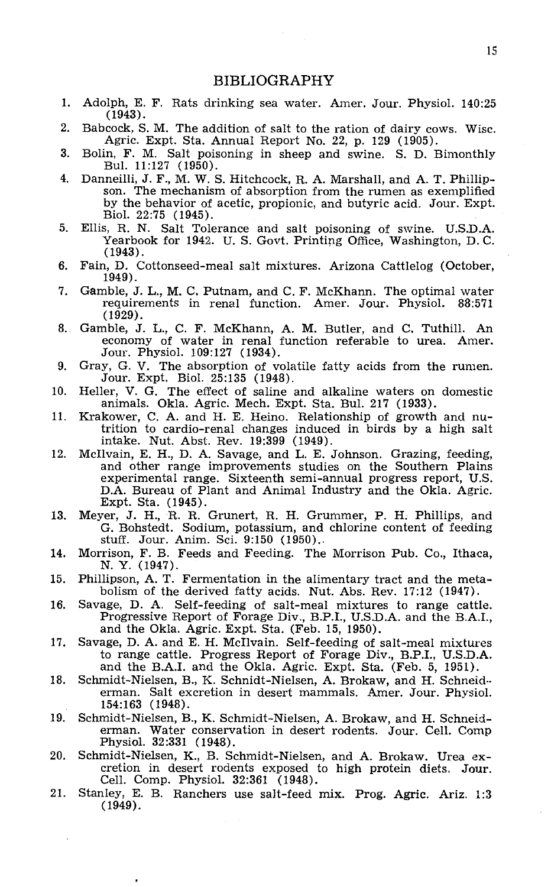## BIBLIOGRAPHY

1. Adolph, E. F. Rats drinking sea water. Amer. Jour. Physiol. 140:25 (1943).
2. Babcock, S. M. The addition of salt to the ration of dairy cows. Wisc. Agric. Expt. Sta. Annual Report No. 22, p. 129 (1905).
3. Bolin, F. M. Salt poisoning in sheep and swine. S. D. Bimonthly Bul. 11:127 (1950).
4. Danneilli, J. F., M. W. S. Hitchcock, R. A. Marshall, and A. T. Phillipson. The mechanism of absorption from the rumen as exemplified by the behavior of acetic, propionic, and butyric acid. Jour. Expt. Biol. 22:75 (1945).
5. Ellis, R. N. Salt Tolerance and salt poisoning of swine. U.S.D.A. Yearbook for 1942. U. S. Govt. Printing Office, Washington, D. C. (1943).
6. Fain, D. Cottonseed-meal salt mixtures. Arizona Cattlelog (October, 1949).
7. Gamble, J. L., M. C. Putnam, and C. F. McKhann. The optimal water requirements in renal function. Amer. Jour. Physiol. 88:571 (1929).
8. Gamble, J. L., C. F. McKhann, A. M. Butler, and C. Tuthill. An economy of water in renal function referable to urea. Amer. Jour. Physiol. 109:127 (1934).
9. Gray, G. V. The absorption of volatile fatty acids from the rumen. Jour. Expt. Biol. 25:135 (1948).
10. Heller, V. G. The effect of saline and alkaline waters on domestic animals. Okla. Agric. Mech. Expt. Sta. Bul. 217 (1933).
11. Krakower, C. A. and H. E. Heino. Relationship of growth and nutrition to cardio-renal changes induced in birds by a high salt intake. Nut. Abst. Rev. 19:399 (1949).
12. McIlvain, E. H., D. A. Savage, and L. E. Johnson. Grazing, feeding, and other range improvements studies on the Southern Plains experimental range. Sixteenth semi-annual progress report, U.S. D.A. Bureau of Plant and Animal Industry and the Okla. Agric. Expt. Sta. (1945).
13. Meyer, J. H., R. R. Grunert, R. H. Grummer, P. H. Phillips, and G. Bohstedt. Sodium, potassium, and chlorine content of feeding stuff. Jour. Anim. Sci. 9:150 (1950).
14. Morrison, F. B. Feeds and Feeding. The Morrison Pub. Co., Ithaca, N. Y. (1947).
15. Phillipson, A. T. Fermentation in the alimentary tract and the metabolism of the derived fatty acids. Nut. Abs. Rev. 17:12 (1947).
16. Savage, D. A. Self-feeding of salt-meal mixtures to range cattle. Progressive Report of Forage Div., B.P.I., U.S.D.A. and the B.A.I., and the Okla. Agric. Expt. Sta. (Feb. 15, 1950).
17. Savage, D. A. and E. H. McIlvain. Self-feeding of salt-meal mixtures to range cattle. Progress Report of Forage Div., B.P.I., U.S.D.A. and the B.A.I. and the Okla. Agric. Expt. Sta. (Feb. 5, 1951).
18. Schmidt-Nielsen, B., K. Schnidt-Nielsen, A. Brokaw, and H. Schneiderman. Salt excretion in desert mammals. Amer. Jour. Physiol. 154:163 (1948).
19. Schmidt-Nielsen, B., K. Schmidt-Nielsen, A. Brokaw, and H. Schneiderman. Water conservation in desert rodents. Jour. Cell. Comp Physiol. 32:331 (1948).
20. Schmidt-Nielsen, K., B. Schmidt-Nielsen, and A. Brokaw. Urea excretion in desert rodents exposed to high protein diets. Jour. Cell. Comp. Physiol. 32:361 (1948).
21. Stanley, E. B. Ranchers use salt-feed mix. Prog. Agric. Ariz. 1:3 (1949).